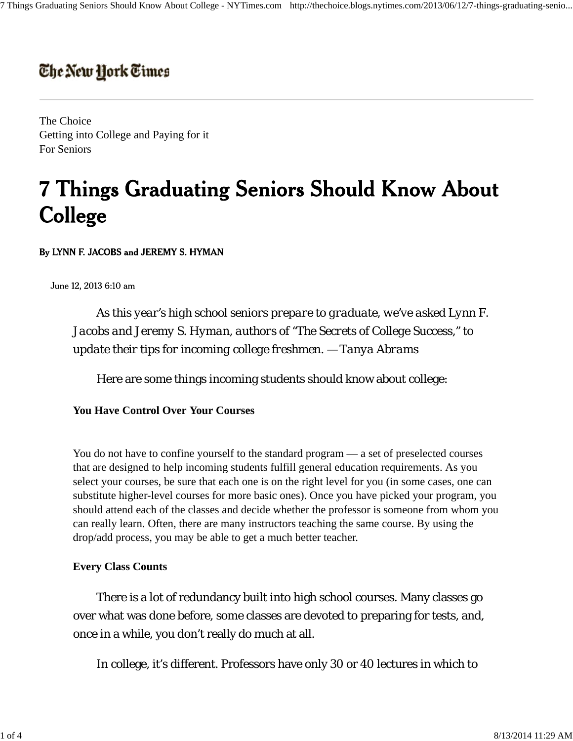The New York Times

The Choice
Getting into College and Paying for it
For Seniors

# 7 Things Graduating Seniors Should Know About College

**By LYNN F. JACOBS and JEREMY S. HYMAN**

June 12, 2013 6:10 am

*As this year's high school seniors prepare to graduate, we've asked Lynn F. Jacobs and Jeremy S. Hyman, authors of "The Secrets of College Success," to update their tips for incoming college freshmen. — Tanya Abrams*

Here are some things incoming students should know about college:

### You Have Control Over Your Courses

You do not have to confine yourself to the standard program — a set of preselected courses that are designed to help incoming students fulfill general education requirements. As you select your courses, be sure that each one is on the right level for you (in some cases, one can substitute higher-level courses for more basic ones). Once you have picked your program, you should attend each of the classes and decide whether the professor is someone from whom you can really learn. Often, there are many instructors teaching the same course. By using the drop/add process, you may be able to get a much better teacher.

### Every Class Counts

There is a lot of redundancy built into high school courses. Many classes go over what was done before, some classes are devoted to preparing for tests, and, once in a while, you don't really do much at all.

In college, it's different. Professors have only 30 or 40 lectures in which to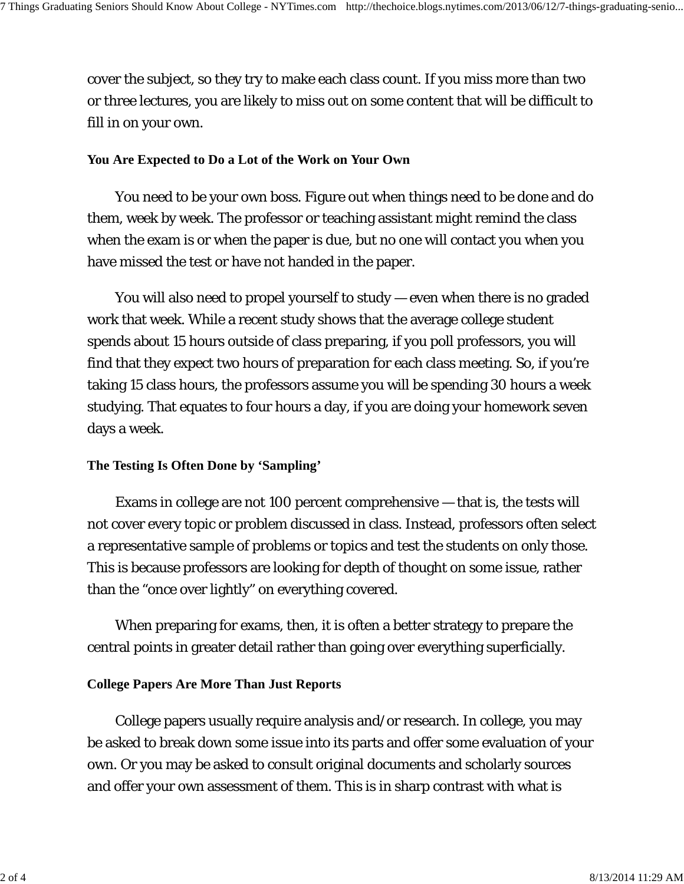cover the subject, so they try to make each class count. If you miss more than two or three lectures, you are likely to miss out on some content that will be difficult to fill in on your own.

### You Are Expected to Do a Lot of the Work on Your Own

You need to be your own boss. Figure out when things need to be done and do them, week by week. The professor or teaching assistant might remind the class when the exam is or when the paper is due, but no one will contact you when you have missed the test or have not handed in the paper.

You will also need to propel yourself to study — even when there is no graded work that week. While a recent study shows that the average college student spends about 15 hours outside of class preparing, if you poll professors, you will find that they expect two hours of preparation for each class meeting. So, if you're taking 15 class hours, the professors assume you will be spending 30 hours a week studying. That equates to four hours a day, if you are doing your homework seven days a week.

### The Testing Is Often Done by 'Sampling'

Exams in college are not 100 percent comprehensive — that is, the tests will not cover every topic or problem discussed in class. Instead, professors often select a representative sample of problems or topics and test the students on only those. This is because professors are looking for depth of thought on some issue, rather than the "once over lightly" on everything covered.

When preparing for exams, then, it is often a better strategy to prepare the central points in greater detail rather than going over everything superficially.

### College Papers Are More Than Just Reports

College papers usually require analysis and/or research. In college, you may be asked to break down some issue into its parts and offer some evaluation of your own. Or you may be asked to consult original documents and scholarly sources and offer your own assessment of them. This is in sharp contrast with what is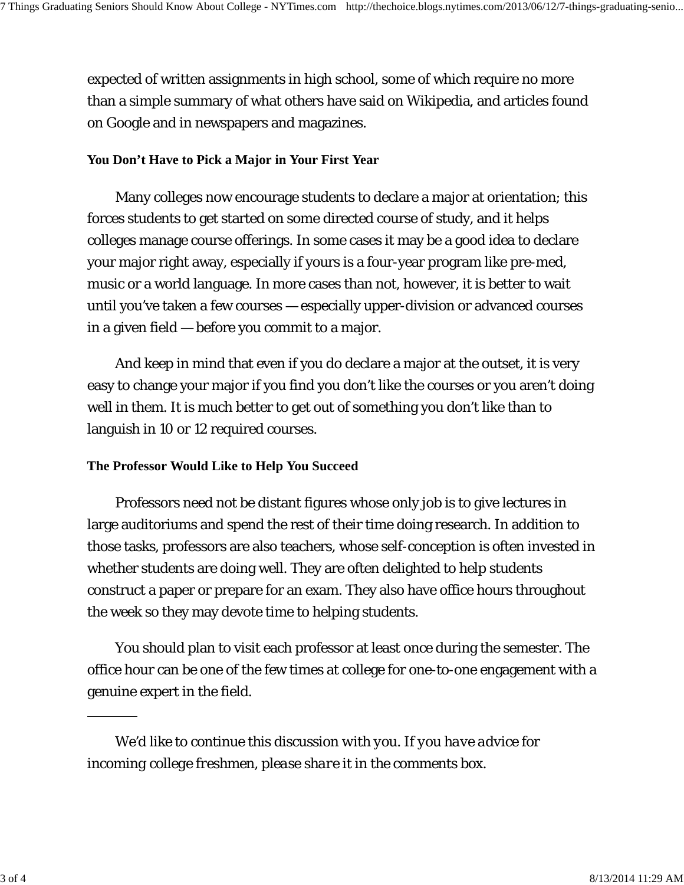expected of written assignments in high school, some of which require no more than a simple summary of what others have said on Wikipedia, and articles found on Google and in newspapers and magazines.

### You Don’t Have to Pick a Major in Your First Year

Many colleges now encourage students to declare a major at orientation; this forces students to get started on some directed course of study, and it helps colleges manage course offerings. In some cases it may be a good idea to declare your major right away, especially if yours is a four-year program like pre-med, music or a world language. In more cases than not, however, it is better to wait until you’ve taken a few courses — especially upper-division or advanced courses in a given field — before you commit to a major.

And keep in mind that even if you do declare a major at the outset, it is very easy to change your major if you find you don’t like the courses or you aren’t doing well in them. It is much better to get out of something you don’t like than to languish in 10 or 12 required courses.

### The Professor Would Like to Help You Succeed

Professors need not be distant figures whose only job is to give lectures in large auditoriums and spend the rest of their time doing research. In addition to those tasks, professors are also teachers, whose self-conception is often invested in whether students are doing well. They are often delighted to help students construct a paper or prepare for an exam. They also have office hours throughout the week so they may devote time to helping students.

You should plan to visit each professor at least once during the semester. The office hour can be one of the few times at college for one-to-one engagement with a genuine expert in the field.

---

*We’d like to continue this discussion with you. If you have advice for incoming college freshmen, please share it in the comments box.*